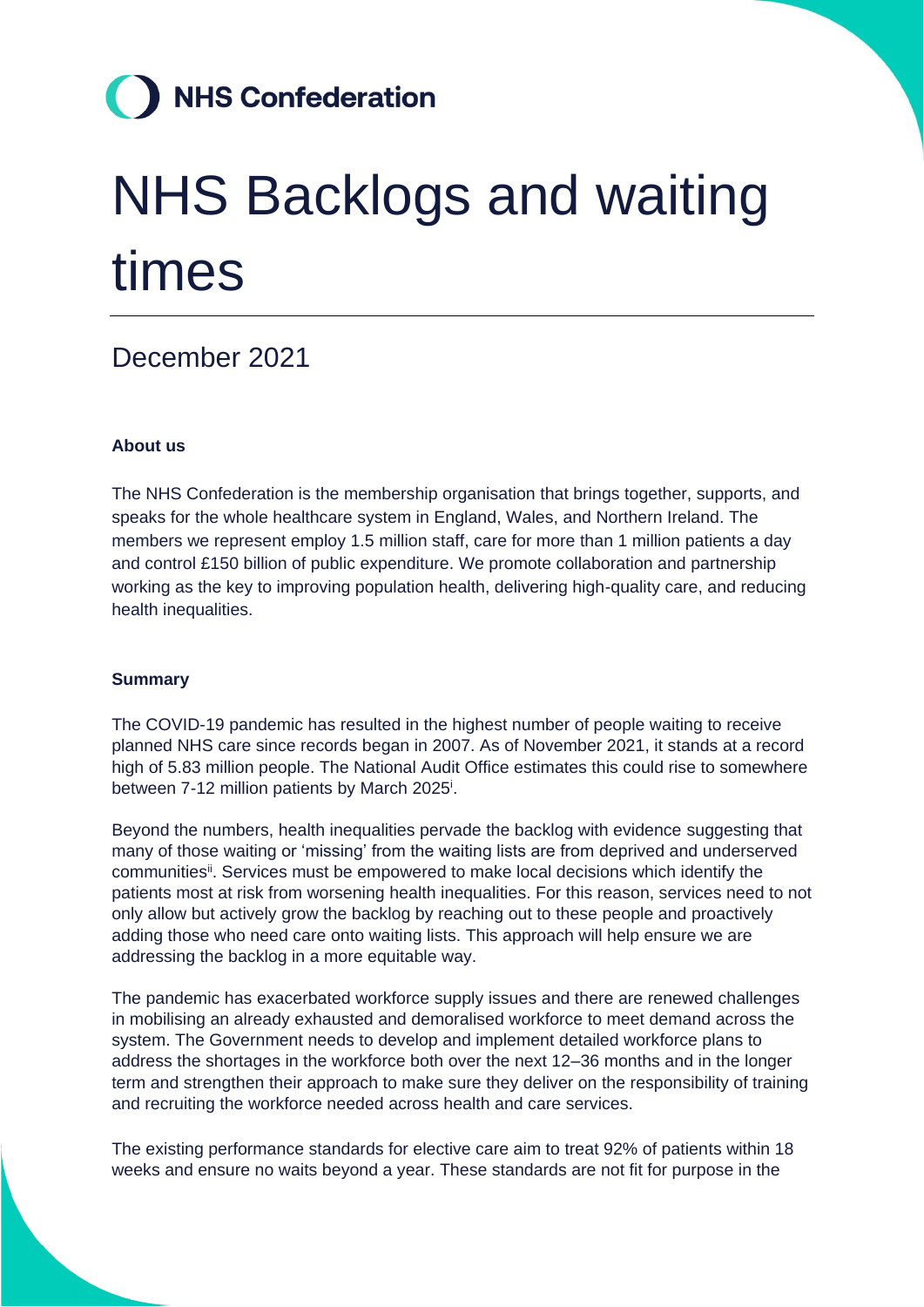NHS Confederation

# NHS Backlogs and waiting times

## December 2021

### About us

The NHS Confederation is the membership organisation that brings together, supports, and speaks for the whole healthcare system in England, Wales, and Northern Ireland. The members we represent employ 1.5 million staff, care for more than 1 million patients a day and control £150 billion of public expenditure. We promote collaboration and partnership working as the key to improving population health, delivering high-quality care, and reducing health inequalities.

### Summary

The COVID-19 pandemic has resulted in the highest number of people waiting to receive planned NHS care since records began in 2007. As of November 2021, it stands at a record high of 5.83 million people. The National Audit Office estimates this could rise to somewhere between 7-12 million patients by March 2025[i].

Beyond the numbers, health inequalities pervade the backlog with evidence suggesting that many of those waiting or 'missing' from the waiting lists are from deprived and underserved communities[ii]. Services must be empowered to make local decisions which identify the patients most at risk from worsening health inequalities. For this reason, services need to not only allow but actively grow the backlog by reaching out to these people and proactively adding those who need care onto waiting lists. This approach will help ensure we are addressing the backlog in a more equitable way.

The pandemic has exacerbated workforce supply issues and there are renewed challenges in mobilising an already exhausted and demoralised workforce to meet demand across the system. The Government needs to develop and implement detailed workforce plans to address the shortages in the workforce both over the next 12–36 months and in the longer term and strengthen their approach to make sure they deliver on the responsibility of training and recruiting the workforce needed across health and care services.

The existing performance standards for elective care aim to treat 92% of patients within 18 weeks and ensure no waits beyond a year. These standards are not fit for purpose in the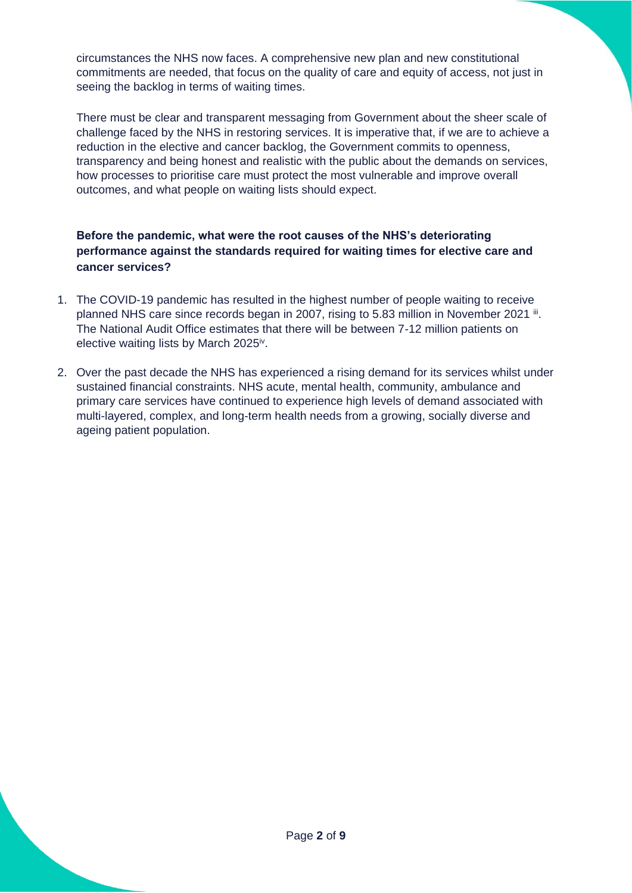circumstances the NHS now faces. A comprehensive new plan and new constitutional commitments are needed, that focus on the quality of care and equity of access, not just in seeing the backlog in terms of waiting times.

There must be clear and transparent messaging from Government about the sheer scale of challenge faced by the NHS in restoring services. It is imperative that, if we are to achieve a reduction in the elective and cancer backlog, the Government commits to openness, transparency and being honest and realistic with the public about the demands on services, how processes to prioritise care must protect the most vulnerable and improve overall outcomes, and what people on waiting lists should expect.

**Before the pandemic, what were the root causes of the NHS's deteriorating performance against the standards required for waiting times for elective care and cancer services?**

1. The COVID-19 pandemic has resulted in the highest number of people waiting to receive planned NHS care since records began in 2007, rising to 5.83 million in November 2021 [iii]. The National Audit Office estimates that there will be between 7-12 million patients on elective waiting lists by March 2025[iv].

2. Over the past decade the NHS has experienced a rising demand for its services whilst under sustained financial constraints. NHS acute, mental health, community, ambulance and primary care services have continued to experience high levels of demand associated with multi-layered, complex, and long-term health needs from a growing, socially diverse and ageing patient population.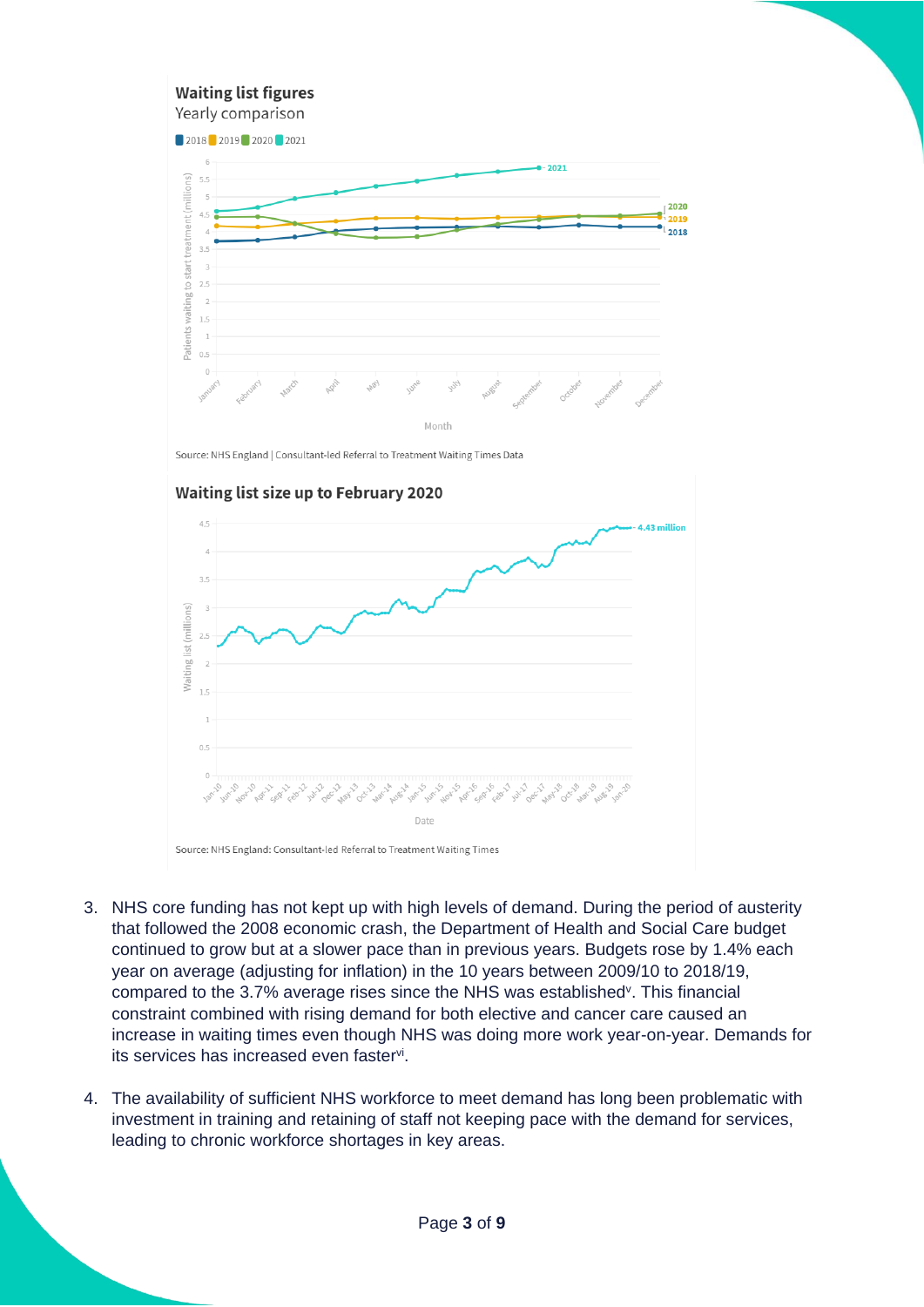**Waiting list figures**

Yearly comparison

2018 2019 2020 2021

Source: NHS England | Consultant-led Referral to Treatment Waiting Times Data

**Waiting list size up to February 2020**

Source: NHS England: Consultant-led Referral to Treatment Waiting Times

3. NHS core funding has not kept up with high levels of demand. During the period of austerity that followed the 2008 economic crash, the Department of Health and Social Care budget continued to grow but at a slower pace than in previous years. Budgets rose by 1.4% each year on average (adjusting for inflation) in the 10 years between 2009/10 to 2018/19, compared to the 3.7% average rises since the NHS was established[v]. This financial constraint combined with rising demand for both elective and cancer care caused an increase in waiting times even though NHS was doing more work year-on-year. Demands for its services has increased even faster[vi].

4. The availability of sufficient NHS workforce to meet demand has long been problematic with investment in training and retaining of staff not keeping pace with the demand for services, leading to chronic workforce shortages in key areas.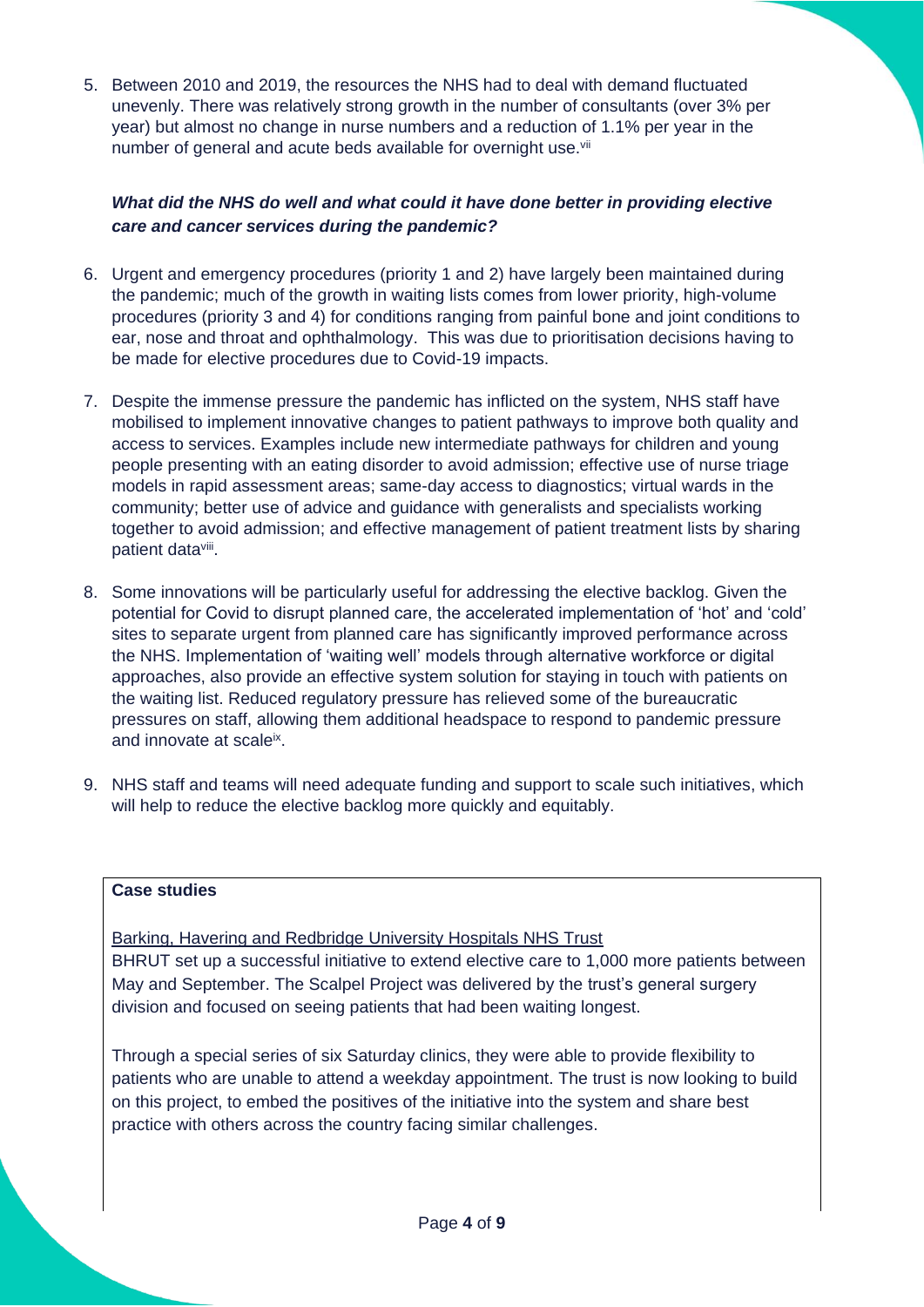5. Between 2010 and 2019, the resources the NHS had to deal with demand fluctuated unevenly. There was relatively strong growth in the number of consultants (over 3% per year) but almost no change in nurse numbers and a reduction of 1.1% per year in the number of general and acute beds available for overnight use.[vii]

***What did the NHS do well and what could it have done better in providing elective care and cancer services during the pandemic?***

6. Urgent and emergency procedures (priority 1 and 2) have largely been maintained during the pandemic; much of the growth in waiting lists comes from lower priority, high-volume procedures (priority 3 and 4) for conditions ranging from painful bone and joint conditions to ear, nose and throat and ophthalmology. This was due to prioritisation decisions having to be made for elective procedures due to Covid-19 impacts.

7. Despite the immense pressure the pandemic has inflicted on the system, NHS staff have mobilised to implement innovative changes to patient pathways to improve both quality and access to services. Examples include new intermediate pathways for children and young people presenting with an eating disorder to avoid admission; effective use of nurse triage models in rapid assessment areas; same-day access to diagnostics; virtual wards in the community; better use of advice and guidance with generalists and specialists working together to avoid admission; and effective management of patient treatment lists by sharing patient data[viii].

8. Some innovations will be particularly useful for addressing the elective backlog. Given the potential for Covid to disrupt planned care, the accelerated implementation of 'hot' and 'cold' sites to separate urgent from planned care has significantly improved performance across the NHS. Implementation of 'waiting well' models through alternative workforce or digital approaches, also provide an effective system solution for staying in touch with patients on the waiting list. Reduced regulatory pressure has relieved some of the bureaucratic pressures on staff, allowing them additional headspace to respond to pandemic pressure and innovate at scale[ix].

9. NHS staff and teams will need adequate funding and support to scale such initiatives, which will help to reduce the elective backlog more quickly and equitably.

**Case studies**

Barking, Havering and Redbridge University Hospitals NHS Trust

BHRUT set up a successful initiative to extend elective care to 1,000 more patients between May and September. The Scalpel Project was delivered by the trust's general surgery division and focused on seeing patients that had been waiting longest.

Through a special series of six Saturday clinics, they were able to provide flexibility to patients who are unable to attend a weekday appointment. The trust is now looking to build on this project, to embed the positives of the initiative into the system and share best practice with others across the country facing similar challenges.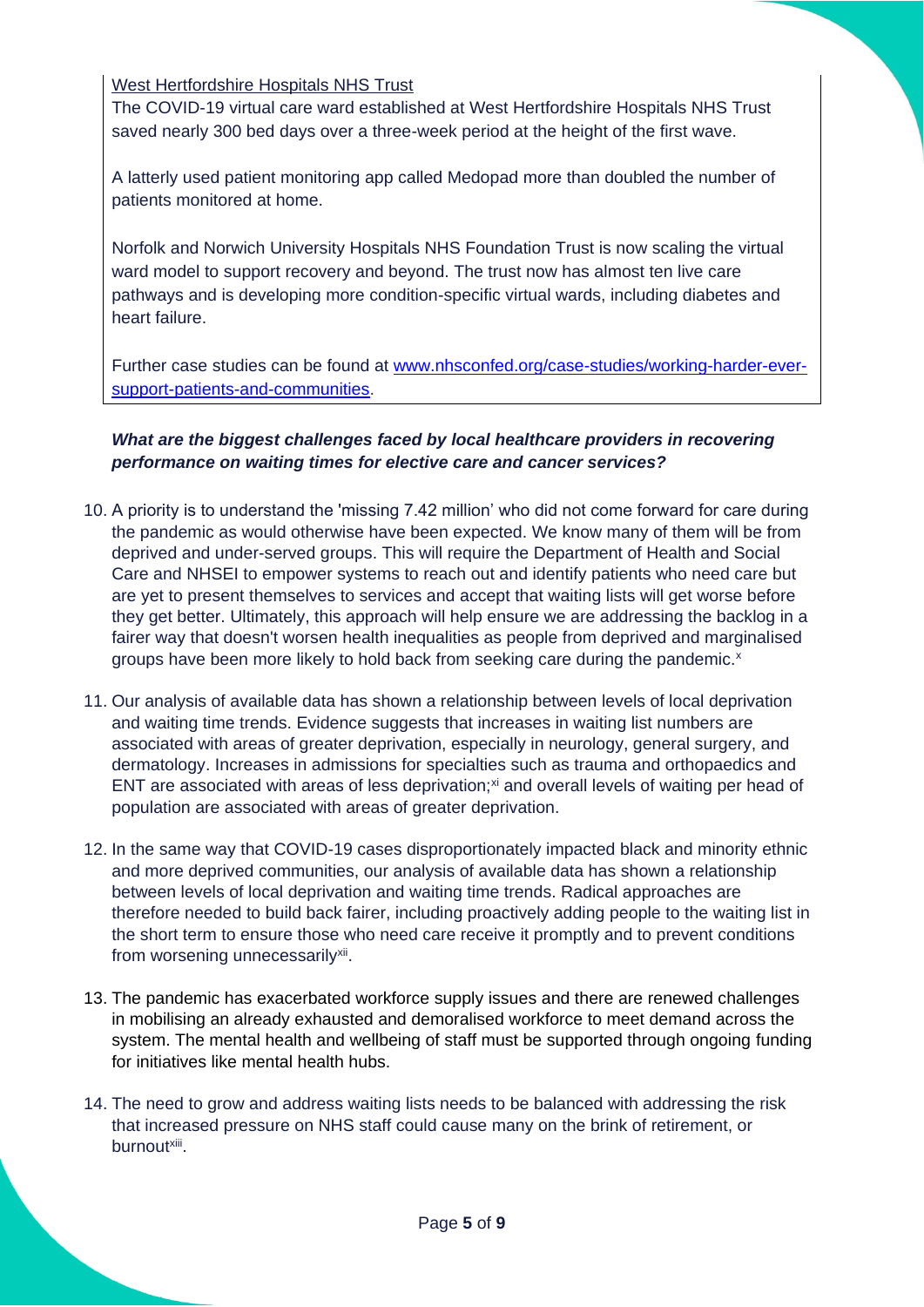West Hertfordshire Hospitals NHS Trust

The COVID-19 virtual care ward established at West Hertfordshire Hospitals NHS Trust saved nearly 300 bed days over a three-week period at the height of the first wave.

A latterly used patient monitoring app called Medopad more than doubled the number of patients monitored at home.

Norfolk and Norwich University Hospitals NHS Foundation Trust is now scaling the virtual ward model to support recovery and beyond. The trust now has almost ten live care pathways and is developing more condition-specific virtual wards, including diabetes and heart failure.

Further case studies can be found at [www.nhsconfed.org/case-studies/working-harder-ever-support-patients-and-communities](http://www.nhsconfed.org/case-studies/working-harder-ever-support-patients-and-communities).

***What are the biggest challenges faced by local healthcare providers in recovering performance on waiting times for elective care and cancer services?***

10. A priority is to understand the 'missing 7.42 million' who did not come forward for care during the pandemic as would otherwise have been expected. We know many of them will be from deprived and under-served groups. This will require the Department of Health and Social Care and NHSEI to empower systems to reach out and identify patients who need care but are yet to present themselves to services and accept that waiting lists will get worse before they get better. Ultimately, this approach will help ensure we are addressing the backlog in a fairer way that doesn't worsen health inequalities as people from deprived and marginalised groups have been more likely to hold back from seeking care during the pandemic.[x]

11. Our analysis of available data has shown a relationship between levels of local deprivation and waiting time trends. Evidence suggests that increases in waiting list numbers are associated with areas of greater deprivation, especially in neurology, general surgery, and dermatology. Increases in admissions for specialties such as trauma and orthopaedics and ENT are associated with areas of less deprivation;[xi] and overall levels of waiting per head of population are associated with areas of greater deprivation.

12. In the same way that COVID-19 cases disproportionately impacted black and minority ethnic and more deprived communities, our analysis of available data has shown a relationship between levels of local deprivation and waiting time trends. Radical approaches are therefore needed to build back fairer, including proactively adding people to the waiting list in the short term to ensure those who need care receive it promptly and to prevent conditions from worsening unnecessarily[xii].

13. The pandemic has exacerbated workforce supply issues and there are renewed challenges in mobilising an already exhausted and demoralised workforce to meet demand across the system. The mental health and wellbeing of staff must be supported through ongoing funding for initiatives like mental health hubs.

14. The need to grow and address waiting lists needs to be balanced with addressing the risk that increased pressure on NHS staff could cause many on the brink of retirement, or burnout[xiii].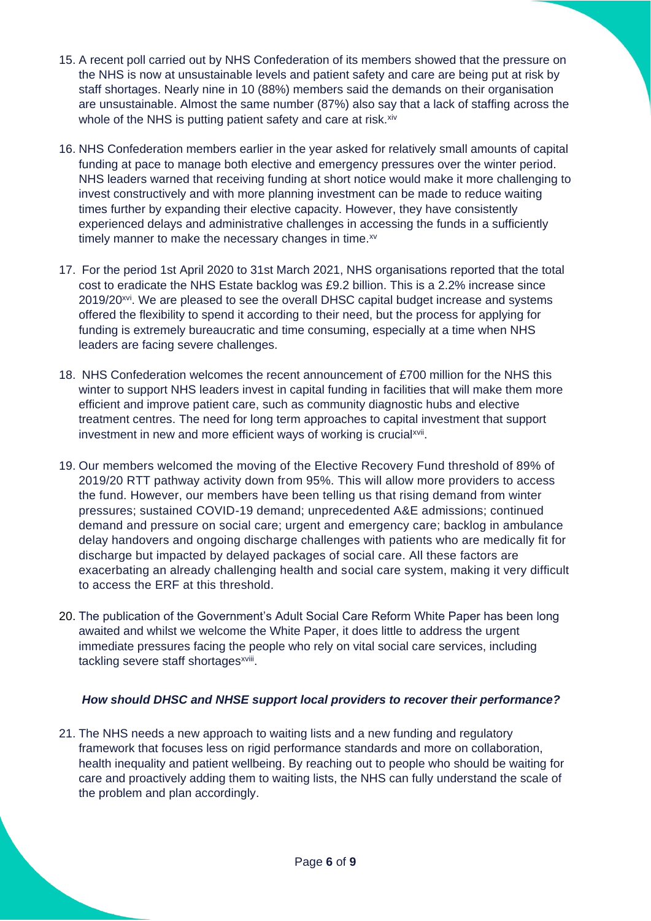15. A recent poll carried out by NHS Confederation of its members showed that the pressure on the NHS is now at unsustainable levels and patient safety and care are being put at risk by staff shortages. Nearly nine in 10 (88%) members said the demands on their organisation are unsustainable. Almost the same number (87%) also say that a lack of staffing across the whole of the NHS is putting patient safety and care at risk.[xiv]

16. NHS Confederation members earlier in the year asked for relatively small amounts of capital funding at pace to manage both elective and emergency pressures over the winter period. NHS leaders warned that receiving funding at short notice would make it more challenging to invest constructively and with more planning investment can be made to reduce waiting times further by expanding their elective capacity. However, they have consistently experienced delays and administrative challenges in accessing the funds in a sufficiently timely manner to make the necessary changes in time.[xv]

17. For the period 1st April 2020 to 31st March 2021, NHS organisations reported that the total cost to eradicate the NHS Estate backlog was £9.2 billion. This is a 2.2% increase since 2019/20[xvi]. We are pleased to see the overall DHSC capital budget increase and systems offered the flexibility to spend it according to their need, but the process for applying for funding is extremely bureaucratic and time consuming, especially at a time when NHS leaders are facing severe challenges.

18. NHS Confederation welcomes the recent announcement of £700 million for the NHS this winter to support NHS leaders invest in capital funding in facilities that will make them more efficient and improve patient care, such as community diagnostic hubs and elective treatment centres. The need for long term approaches to capital investment that support investment in new and more efficient ways of working is crucial[xvii].

19. Our members welcomed the moving of the Elective Recovery Fund threshold of 89% of 2019/20 RTT pathway activity down from 95%. This will allow more providers to access the fund. However, our members have been telling us that rising demand from winter pressures; sustained COVID-19 demand; unprecedented A&E admissions; continued demand and pressure on social care; urgent and emergency care; backlog in ambulance delay handovers and ongoing discharge challenges with patients who are medically fit for discharge but impacted by delayed packages of social care. All these factors are exacerbating an already challenging health and social care system, making it very difficult to access the ERF at this threshold.

20. The publication of the Government's Adult Social Care Reform White Paper has been long awaited and whilst we welcome the White Paper, it does little to address the urgent immediate pressures facing the people who rely on vital social care services, including tackling severe staff shortages[xviii].

***How should DHSC and NHSE support local providers to recover their performance?***

21. The NHS needs a new approach to waiting lists and a new funding and regulatory framework that focuses less on rigid performance standards and more on collaboration, health inequality and patient wellbeing. By reaching out to people who should be waiting for care and proactively adding them to waiting lists, the NHS can fully understand the scale of the problem and plan accordingly.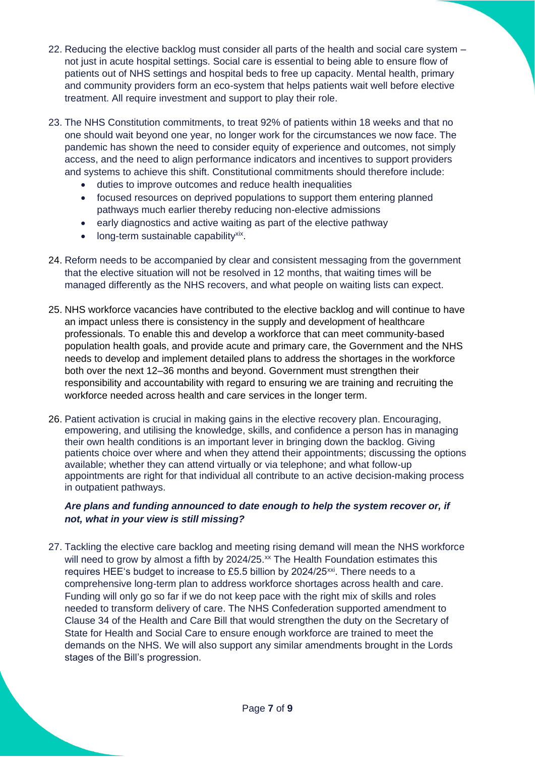22. Reducing the elective backlog must consider all parts of the health and social care system – not just in acute hospital settings. Social care is essential to being able to ensure flow of patients out of NHS settings and hospital beds to free up capacity. Mental health, primary and community providers form an eco-system that helps patients wait well before elective treatment. All require investment and support to play their role.

23. The NHS Constitution commitments, to treat 92% of patients within 18 weeks and that no one should wait beyond one year, no longer work for the circumstances we now face. The pandemic has shown the need to consider equity of experience and outcomes, not simply access, and the need to align performance indicators and incentives to support providers and systems to achieve this shift. Constitutional commitments should therefore include:
    - duties to improve outcomes and reduce health inequalities
    - focused resources on deprived populations to support them entering planned pathways much earlier thereby reducing non-elective admissions
    - early diagnostics and active waiting as part of the elective pathway
    - long-term sustainable capability[xix].

24. Reform needs to be accompanied by clear and consistent messaging from the government that the elective situation will not be resolved in 12 months, that waiting times will be managed differently as the NHS recovers, and what people on waiting lists can expect.

25. NHS workforce vacancies have contributed to the elective backlog and will continue to have an impact unless there is consistency in the supply and development of healthcare professionals. To enable this and develop a workforce that can meet community-based population health goals, and provide acute and primary care, the Government and the NHS needs to develop and implement detailed plans to address the shortages in the workforce both over the next 12–36 months and beyond. Government must strengthen their responsibility and accountability with regard to ensuring we are training and recruiting the workforce needed across health and care services in the longer term.

26. Patient activation is crucial in making gains in the elective recovery plan. Encouraging, empowering, and utilising the knowledge, skills, and confidence a person has in managing their own health conditions is an important lever in bringing down the backlog. Giving patients choice over where and when they attend their appointments; discussing the options available; whether they can attend virtually or via telephone; and what follow-up appointments are right for that individual all contribute to an active decision-making process in outpatient pathways.

***Are plans and funding announced to date enough to help the system recover or, if not, what in your view is still missing?***

27. Tackling the elective care backlog and meeting rising demand will mean the NHS workforce will need to grow by almost a fifth by 2024/25.[xx] The Health Foundation estimates this requires HEE's budget to increase to £5.5 billion by 2024/25[xxi]. There needs to a comprehensive long-term plan to address workforce shortages across health and care. Funding will only go so far if we do not keep pace with the right mix of skills and roles needed to transform delivery of care. The NHS Confederation supported amendment to Clause 34 of the Health and Care Bill that would strengthen the duty on the Secretary of State for Health and Social Care to ensure enough workforce are trained to meet the demands on the NHS. We will also support any similar amendments brought in the Lords stages of the Bill's progression.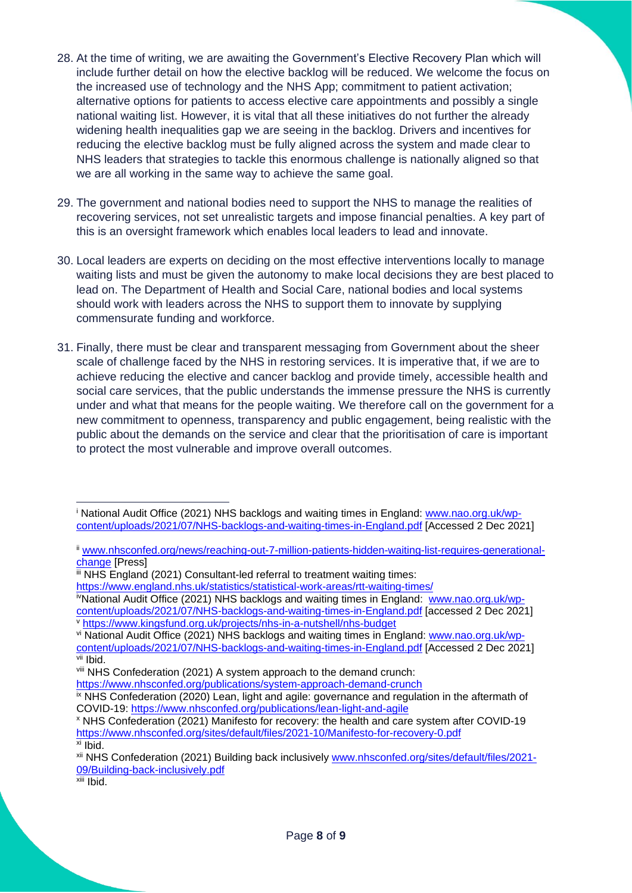28. At the time of writing, we are awaiting the Government's Elective Recovery Plan which will include further detail on how the elective backlog will be reduced. We welcome the focus on the increased use of technology and the NHS App; commitment to patient activation; alternative options for patients to access elective care appointments and possibly a single national waiting list. However, it is vital that all these initiatives do not further the already widening health inequalities gap we are seeing in the backlog. Drivers and incentives for reducing the elective backlog must be fully aligned across the system and made clear to NHS leaders that strategies to tackle this enormous challenge is nationally aligned so that we are all working in the same way to achieve the same goal.

29. The government and national bodies need to support the NHS to manage the realities of recovering services, not set unrealistic targets and impose financial penalties. A key part of this is an oversight framework which enables local leaders to lead and innovate.

30. Local leaders are experts on deciding on the most effective interventions locally to manage waiting lists and must be given the autonomy to make local decisions they are best placed to lead on. The Department of Health and Social Care, national bodies and local systems should work with leaders across the NHS to support them to innovate by supplying commensurate funding and workforce.

31. Finally, there must be clear and transparent messaging from Government about the sheer scale of challenge faced by the NHS in restoring services. It is imperative that, if we are to achieve reducing the elective and cancer backlog and provide timely, accessible health and social care services, that the public understands the immense pressure the NHS is currently under and what that means for the people waiting. We therefore call on the government for a new commitment to openness, transparency and public engagement, being realistic with the public about the demands on the service and clear that the prioritisation of care is important to protect the most vulnerable and improve overall outcomes.

---

[i] National Audit Office (2021) NHS backlogs and waiting times in England: www.nao.org.uk/wp-content/uploads/2021/07/NHS-backlogs-and-waiting-times-in-England.pdf [Accessed 2 Dec 2021]

[ii] www.nhsconfed.org/news/reaching-out-7-million-patients-hidden-waiting-list-requires-generational-change [Press]

[iii] NHS England (2021) Consultant-led referral to treatment waiting times: https://www.england.nhs.uk/statistics/statistical-work-areas/rtt-waiting-times/

[iv] National Audit Office (2021) NHS backlogs and waiting times in England: www.nao.org.uk/wp-content/uploads/2021/07/NHS-backlogs-and-waiting-times-in-England.pdf [accessed 2 Dec 2021]

[v] https://www.kingsfund.org.uk/projects/nhs-in-a-nutshell/nhs-budget

[vi] National Audit Office (2021) NHS backlogs and waiting times in England: www.nao.org.uk/wp-content/uploads/2021/07/NHS-backlogs-and-waiting-times-in-England.pdf [Accessed 2 Dec 2021]

[vii] Ibid.

[viii] NHS Confederation (2021) A system approach to the demand crunch: https://www.nhsconfed.org/publications/system-approach-demand-crunch

[ix] NHS Confederation (2020) Lean, light and agile: governance and regulation in the aftermath of COVID-19: https://www.nhsconfed.org/publications/lean-light-and-agile

[x] NHS Confederation (2021) Manifesto for recovery: the health and care system after COVID-19 https://www.nhsconfed.org/sites/default/files/2021-10/Manifesto-for-recovery-0.pdf

[xi] Ibid.

[xii] NHS Confederation (2021) Building back inclusively www.nhsconfed.org/sites/default/files/2021-09/Building-back-inclusively.pdf

[xiii] Ibid.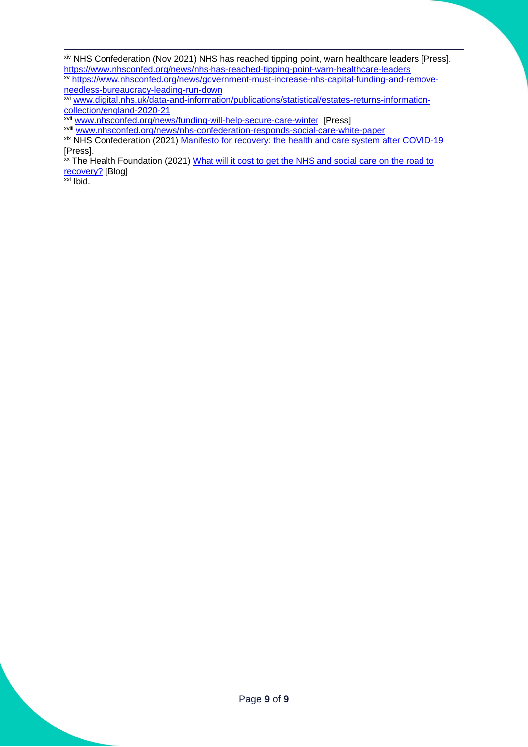[xiv] NHS Confederation (Nov 2021) NHS has reached tipping point, warn healthcare leaders [Press]. https://www.nhsconfed.org/news/nhs-has-reached-tipping-point-warn-healthcare-leaders

[xv] https://www.nhsconfed.org/news/government-must-increase-nhs-capital-funding-and-remove-needless-bureaucracy-leading-run-down

[xvi] www.digital.nhs.uk/data-and-information/publications/statistical/estates-returns-information-collection/england-2020-21

[xvii] www.nhsconfed.org/news/funding-will-help-secure-care-winter [Press]

[xviii] www.nhsconfed.org/news/nhs-confederation-responds-social-care-white-paper

[xix] NHS Confederation (2021) Manifesto for recovery: the health and care system after COVID-19 [Press].

[xx] The Health Foundation (2021) What will it cost to get the NHS and social care on the road to recovery? [Blog]

[xxi] Ibid.